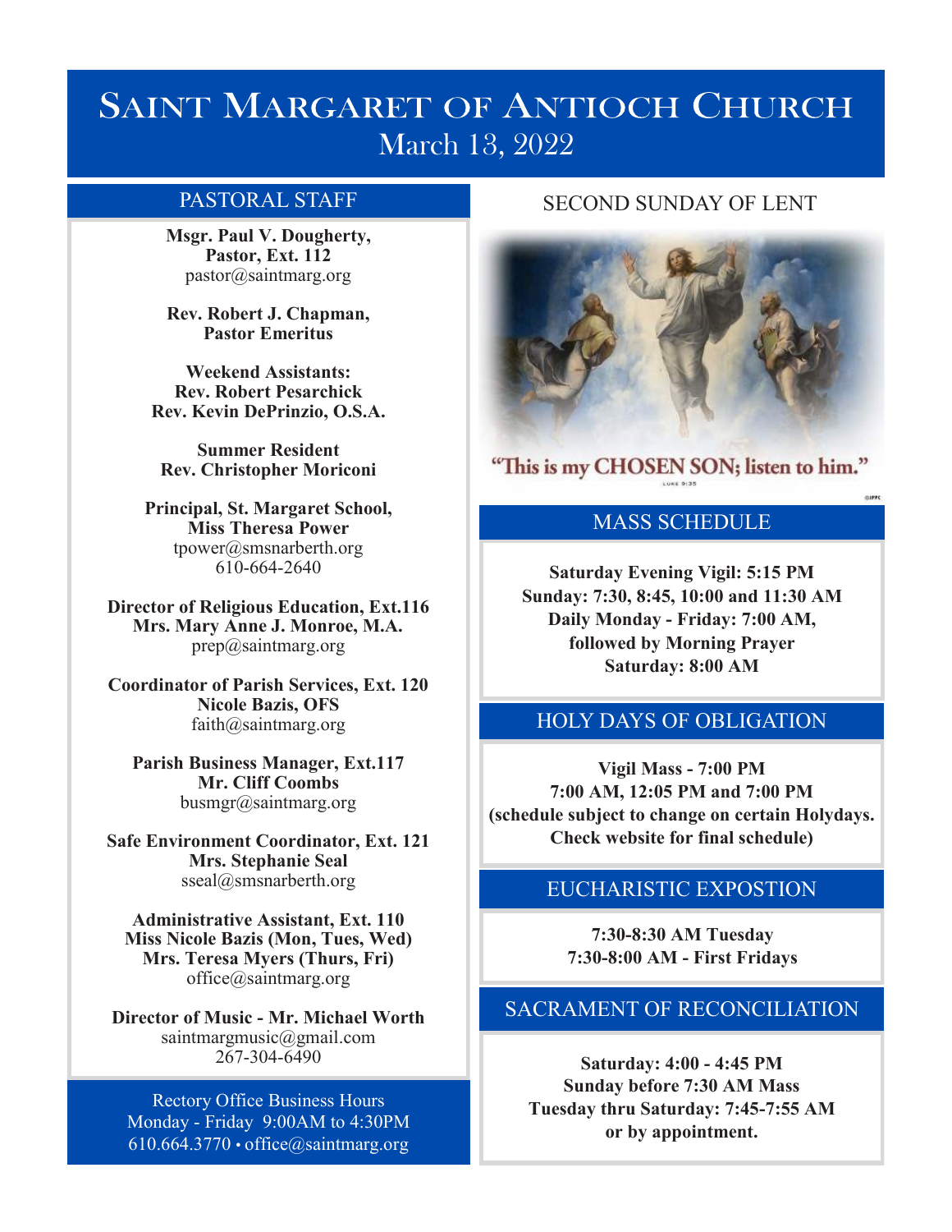# Saint Margaret of Antioch Church

March 13, 2022

## PASTORAL STAFF

**Msgr. Paul V. Dougherty, Pastor, Ext. 112**
pastor@saintmarg.org

**Rev. Robert J. Chapman, Pastor Emeritus**

**Weekend Assistants:**
**Rev. Robert Pesarchick**
**Rev. Kevin DePrinzio, O.S.A.**

**Summer Resident**
**Rev. Christopher Moriconi**

**Principal, St. Margaret School, Miss Theresa Power**
tpower@smsnarberth.org
610-664-2640

**Director of Religious Education, Ext.116**
**Mrs. Mary Anne J. Monroe, M.A.**
prep@saintmarg.org

**Coordinator of Parish Services, Ext. 120**
**Nicole Bazis, OFS**
faith@saintmarg.org

**Parish Business Manager, Ext.117**
**Mr. Cliff Coombs**
busmgr@saintmarg.org

**Safe Environment Coordinator, Ext. 121**
**Mrs. Stephanie Seal**
sseal@smsnarberth.org

**Administrative Assistant, Ext. 110**
**Miss Nicole Bazis (Mon, Tues, Wed)**
**Mrs. Teresa Myers (Thurs, Fri)**
office@saintmarg.org

**Director of Music - Mr. Michael Worth**
saintmargmusic@gmail.com
267-304-6490

Rectory Office Business Hours
Monday - Friday 9:00AM to 4:30PM
610.664.3770 • office@saintmarg.org

## SECOND SUNDAY OF LENT

"This is my CHOSEN SON; listen to him."
LUKE 9:35

## MASS SCHEDULE

**Saturday Evening Vigil: 5:15 PM**
**Sunday: 7:30, 8:45, 10:00 and 11:30 AM**
**Daily Monday - Friday: 7:00 AM, followed by Morning Prayer**
**Saturday: 8:00 AM**

## HOLY DAYS OF OBLIGATION

**Vigil Mass - 7:00 PM**
**7:00 AM, 12:05 PM and 7:00 PM**
**(schedule subject to change on certain Holydays. Check website for final schedule)**

## EUCHARISTIC EXPOSTION

**7:30-8:30 AM Tuesday**
**7:30-8:00 AM - First Fridays**

## SACRAMENT OF RECONCILIATION

**Saturday: 4:00 - 4:45 PM**
**Sunday before 7:30 AM Mass**
**Tuesday thru Saturday: 7:45-7:55 AM**
**or by appointment.**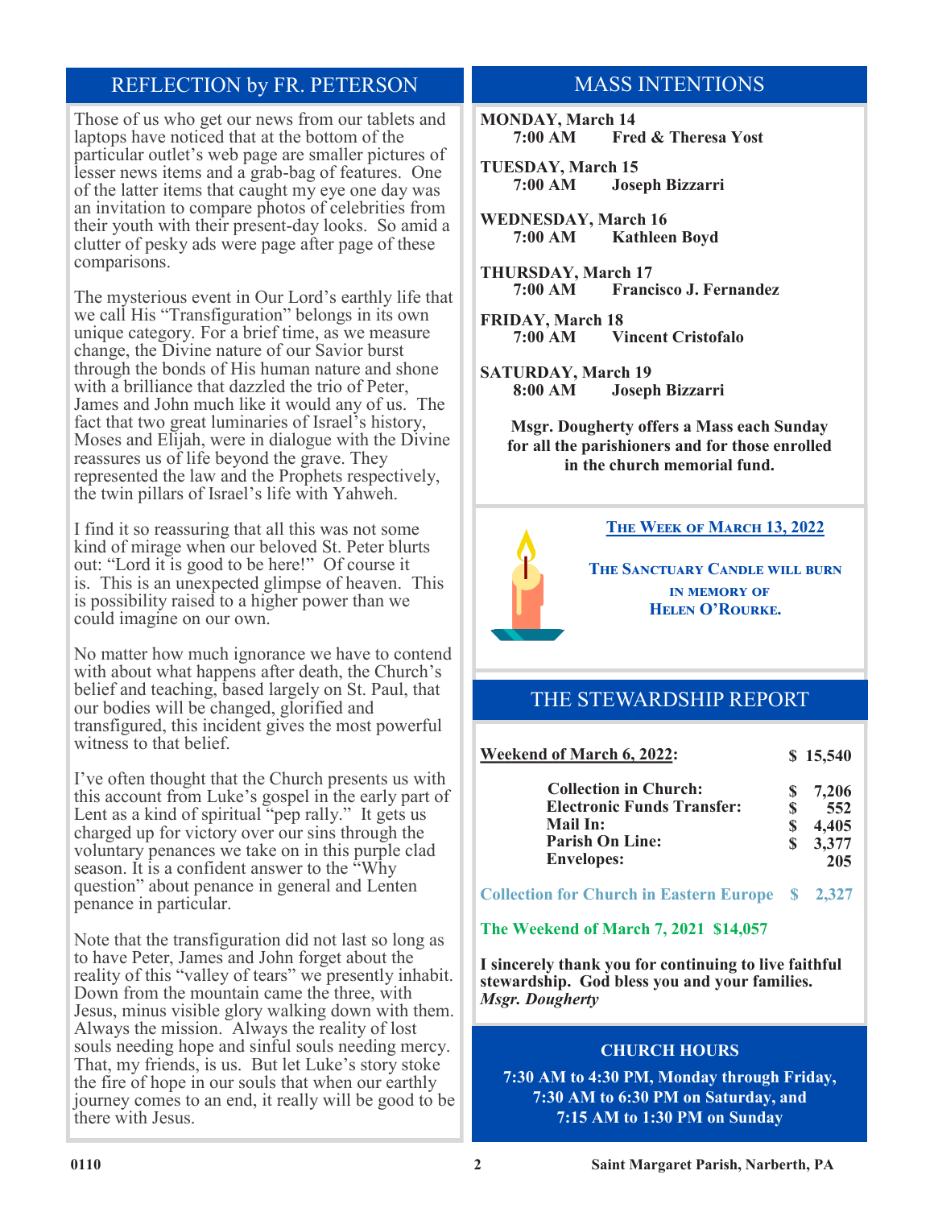## REFLECTION by FR. PETERSON

Those of us who get our news from our tablets and laptops have noticed that at the bottom of the particular outlet's web page are smaller pictures of lesser news items and a grab-bag of features. One of the latter items that caught my eye one day was an invitation to compare photos of celebrities from their youth with their present-day looks. So amid a clutter of pesky ads were page after page of these comparisons.

The mysterious event in Our Lord's earthly life that we call His "Transfiguration" belongs in its own unique category. For a brief time, as we measure change, the Divine nature of our Savior burst through the bonds of His human nature and shone with a brilliance that dazzled the trio of Peter, James and John much like it would any of us. The fact that two great luminaries of Israel's history, Moses and Elijah, were in dialogue with the Divine reassures us of life beyond the grave. They represented the law and the Prophets respectively, the twin pillars of Israel's life with Yahweh.

I find it so reassuring that all this was not some kind of mirage when our beloved St. Peter blurts out: "Lord it is good to be here!" Of course it is. This is an unexpected glimpse of heaven. This is possibility raised to a higher power than we could imagine on our own.

No matter how much ignorance we have to contend with about what happens after death, the Church's belief and teaching, based largely on St. Paul, that our bodies will be changed, glorified and transfigured, this incident gives the most powerful witness to that belief.

I've often thought that the Church presents us with this account from Luke's gospel in the early part of Lent as a kind of spiritual "pep rally." It gets us charged up for victory over our sins through the voluntary penances we take on in this purple clad season. It is a confident answer to the "Why question" about penance in general and Lenten penance in particular.

Note that the transfiguration did not last so long as to have Peter, James and John forget about the reality of this "valley of tears" we presently inhabit. Down from the mountain came the three, with Jesus, minus visible glory walking down with them. Always the mission. Always the reality of lost souls needing hope and sinful souls needing mercy. That, my friends, is us. But let Luke's story stoke the fire of hope in our souls that when our earthly journey comes to an end, it really will be good to be there with Jesus.

## MASS INTENTIONS

**MONDAY, March 14**
**7:00 AM Fred & Theresa Yost**

**TUESDAY, March 15**
**7:00 AM Joseph Bizzarri**

**WEDNESDAY, March 16**
**7:00 AM Kathleen Boyd**

**THURSDAY, March 17**
**7:00 AM Francisco J. Fernandez**

**FRIDAY, March 18**
**7:00 AM Vincent Cristofalo**

**SATURDAY, March 19**
**8:00 AM Joseph Bizzarri**

**Msgr. Dougherty offers a Mass each Sunday for all the parishioners and for those enrolled in the church memorial fund.**

**THE WEEK OF MARCH 13, 2022**

**THE SANCTUARY CANDLE WILL BURN IN MEMORY OF HELEN O'ROURKE.**

## THE STEWARDSHIP REPORT

| **Weekend of March 6, 2022:** | **$ 15,540** |
|---|---|
| **Collection in Church:** | **$ 7,206** |
| **Electronic Funds Transfer:** | **$ 552** |
| **Mail In:** | **$ 4,405** |
| **Parish On Line:** | **$ 3,377** |
| **Envelopes:** | **205** |
| **Collection for Church in Eastern Europe** | **$ 2,327** |

**The Weekend of March 7, 2021 $14,057**

**I sincerely thank you for continuing to live faithful stewardship. God bless you and your families.**
***Msgr. Dougherty***

### CHURCH HOURS

**7:30 AM to 4:30 PM, Monday through Friday, 7:30 AM to 6:30 PM on Saturday, and 7:15 AM to 1:30 PM on Sunday**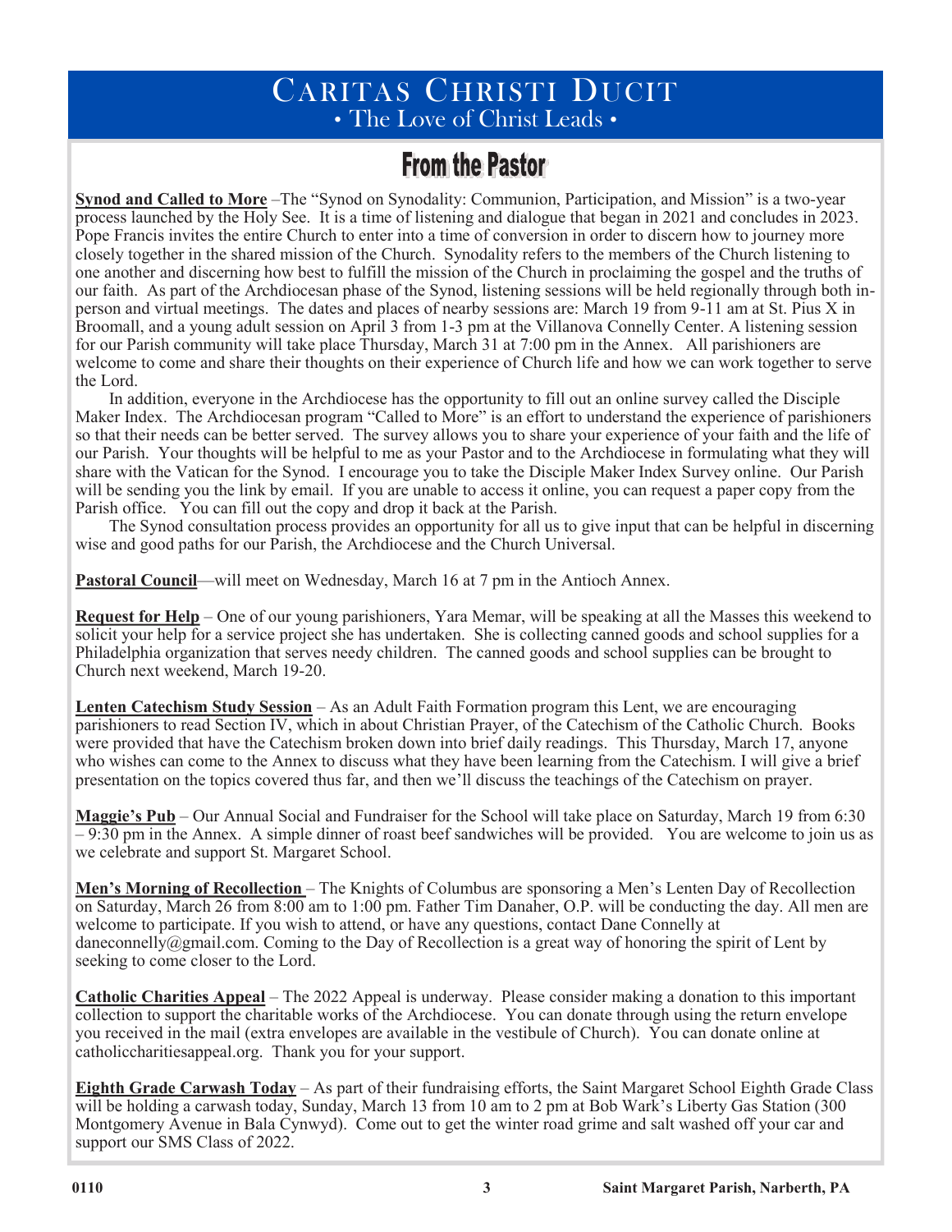# Caritas Christi Ducit

• The Love of Christ Leads •

## From the Pastor

**Synod and Called to More** –The "Synod on Synodality: Communion, Participation, and Mission" is a two-year process launched by the Holy See. It is a time of listening and dialogue that began in 2021 and concludes in 2023. Pope Francis invites the entire Church to enter into a time of conversion in order to discern how to journey more closely together in the shared mission of the Church. Synodality refers to the members of the Church listening to one another and discerning how best to fulfill the mission of the Church in proclaiming the gospel and the truths of our faith. As part of the Archdiocesan phase of the Synod, listening sessions will be held regionally through both in-person and virtual meetings. The dates and places of nearby sessions are: March 19 from 9-11 am at St. Pius X in Broomall, and a young adult session on April 3 from 1-3 pm at the Villanova Connelly Center. A listening session for our Parish community will take place Thursday, March 31 at 7:00 pm in the Annex. All parishioners are welcome to come and share their thoughts on their experience of Church life and how we can work together to serve the Lord.

In addition, everyone in the Archdiocese has the opportunity to fill out an online survey called the Disciple Maker Index. The Archdiocesan program "Called to More" is an effort to understand the experience of parishioners so that their needs can be better served. The survey allows you to share your experience of your faith and the life of our Parish. Your thoughts will be helpful to me as your Pastor and to the Archdiocese in formulating what they will share with the Vatican for the Synod. I encourage you to take the Disciple Maker Index Survey online. Our Parish will be sending you the link by email. If you are unable to access it online, you can request a paper copy from the Parish office. You can fill out the copy and drop it back at the Parish.

The Synod consultation process provides an opportunity for all us to give input that can be helpful in discerning wise and good paths for our Parish, the Archdiocese and the Church Universal.

**Pastoral Council**—will meet on Wednesday, March 16 at 7 pm in the Antioch Annex.

**Request for Help** – One of our young parishioners, Yara Memar, will be speaking at all the Masses this weekend to solicit your help for a service project she has undertaken. She is collecting canned goods and school supplies for a Philadelphia organization that serves needy children. The canned goods and school supplies can be brought to Church next weekend, March 19-20.

**Lenten Catechism Study Session** – As an Adult Faith Formation program this Lent, we are encouraging parishioners to read Section IV, which in about Christian Prayer, of the Catechism of the Catholic Church. Books were provided that have the Catechism broken down into brief daily readings. This Thursday, March 17, anyone who wishes can come to the Annex to discuss what they have been learning from the Catechism. I will give a brief presentation on the topics covered thus far, and then we'll discuss the teachings of the Catechism on prayer.

**Maggie's Pub** – Our Annual Social and Fundraiser for the School will take place on Saturday, March 19 from 6:30 – 9:30 pm in the Annex. A simple dinner of roast beef sandwiches will be provided. You are welcome to join us as we celebrate and support St. Margaret School.

**Men's Morning of Recollection** – The Knights of Columbus are sponsoring a Men's Lenten Day of Recollection on Saturday, March 26 from 8:00 am to 1:00 pm. Father Tim Danaher, O.P. will be conducting the day. All men are welcome to participate. If you wish to attend, or have any questions, contact Dane Connelly at daneconnelly@gmail.com. Coming to the Day of Recollection is a great way of honoring the spirit of Lent by seeking to come closer to the Lord.

**Catholic Charities Appeal** – The 2022 Appeal is underway. Please consider making a donation to this important collection to support the charitable works of the Archdiocese. You can donate through using the return envelope you received in the mail (extra envelopes are available in the vestibule of Church). You can donate online at catholiccharitiesappeal.org. Thank you for your support.

**Eighth Grade Carwash Today** – As part of their fundraising efforts, the Saint Margaret School Eighth Grade Class will be holding a carwash today, Sunday, March 13 from 10 am to 2 pm at Bob Wark's Liberty Gas Station (300 Montgomery Avenue in Bala Cynwyd). Come out to get the winter road grime and salt washed off your car and support our SMS Class of 2022.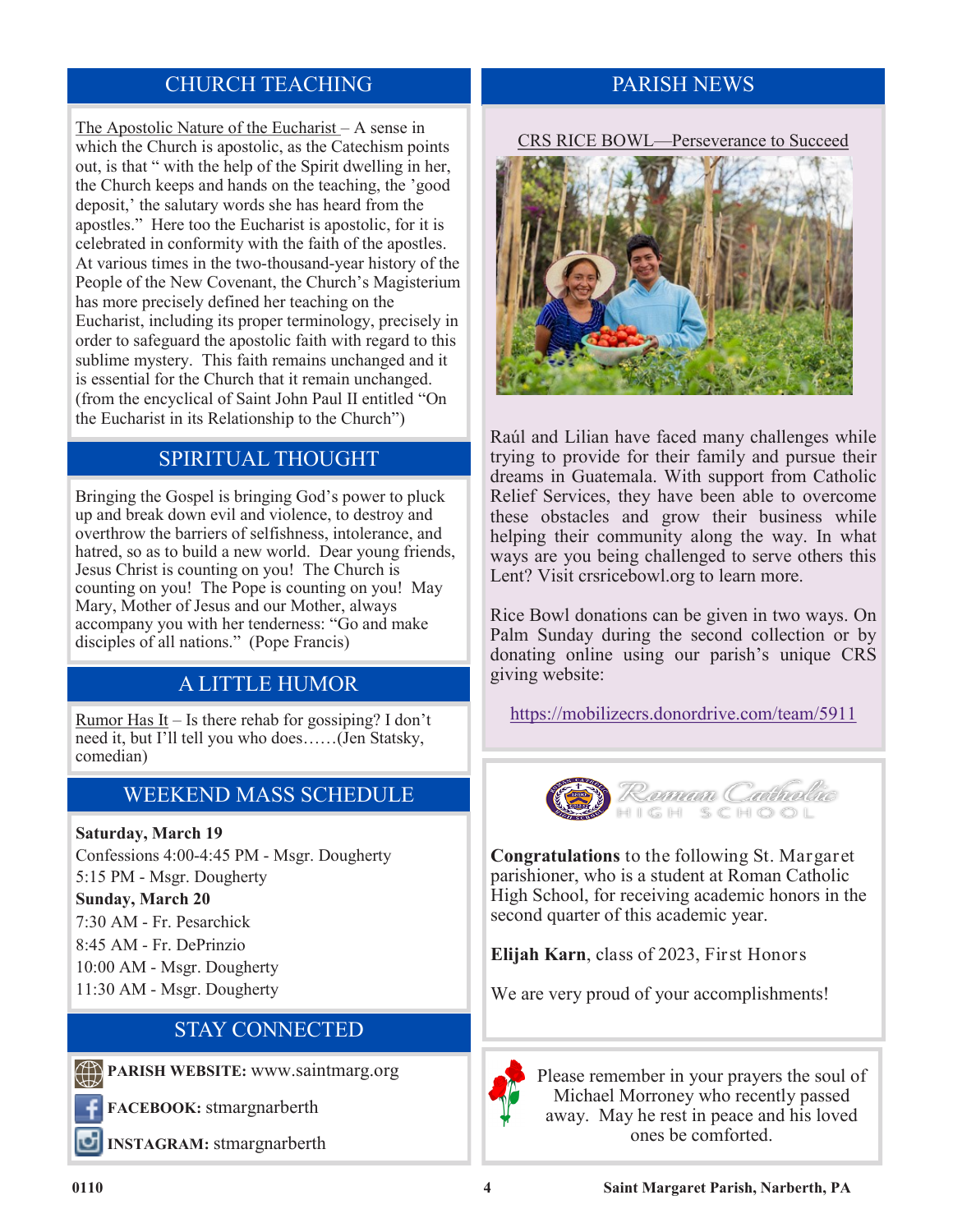## CHURCH TEACHING

The Apostolic Nature of the Eucharist – A sense in which the Church is apostolic, as the Catechism points out, is that " with the help of the Spirit dwelling in her, the Church keeps and hands on the teaching, the 'good deposit,' the salutary words she has heard from the apostles." Here too the Eucharist is apostolic, for it is celebrated in conformity with the faith of the apostles. At various times in the two-thousand-year history of the People of the New Covenant, the Church's Magisterium has more precisely defined her teaching on the Eucharist, including its proper terminology, precisely in order to safeguard the apostolic faith with regard to this sublime mystery. This faith remains unchanged and it is essential for the Church that it remain unchanged. (from the encyclical of Saint John Paul II entitled "On the Eucharist in its Relationship to the Church")

## SPIRITUAL THOUGHT

Bringing the Gospel is bringing God's power to pluck up and break down evil and violence, to destroy and overthrow the barriers of selfishness, intolerance, and hatred, so as to build a new world. Dear young friends, Jesus Christ is counting on you! The Church is counting on you! The Pope is counting on you! May Mary, Mother of Jesus and our Mother, always accompany you with her tenderness: "Go and make disciples of all nations." (Pope Francis)

## A LITTLE HUMOR

Rumor Has It – Is there rehab for gossiping? I don't need it, but I'll tell you who does……(Jen Statsky, comedian)

## WEEKEND MASS SCHEDULE

**Saturday, March 19**
Confessions 4:00-4:45 PM - Msgr. Dougherty
5:15 PM - Msgr. Dougherty
**Sunday, March 20**
7:30 AM - Fr. Pesarchick
8:45 AM - Fr. DePrinzio
10:00 AM - Msgr. Dougherty
11:30 AM - Msgr. Dougherty

## STAY CONNECTED

**PARISH WEBSITE:** www.saintmarg.org

**FACEBOOK:** stmargnarberth

**INSTAGRAM:** stmargnarberth

## PARISH NEWS

CRS RICE BOWL—Perseverance to Succeed

Raúl and Lilian have faced many challenges while trying to provide for their family and pursue their dreams in Guatemala. With support from Catholic Relief Services, they have been able to overcome these obstacles and grow their business while helping their community along the way. In what ways are you being challenged to serve others this Lent? Visit crsricebowl.org to learn more.

Rice Bowl donations can be given in two ways. On Palm Sunday during the second collection or by donating online using our parish's unique CRS giving website:

https://mobilizecrs.donordrive.com/team/5911

Roman Catholic HIGH SCHOOL

**Congratulations** to the following St. Margaret parishioner, who is a student at Roman Catholic High School, for receiving academic honors in the second quarter of this academic year.

**Elijah Karn**, class of 2023, First Honors

We are very proud of your accomplishments!

Please remember in your prayers the soul of Michael Morroney who recently passed away. May he rest in peace and his loved ones be comforted.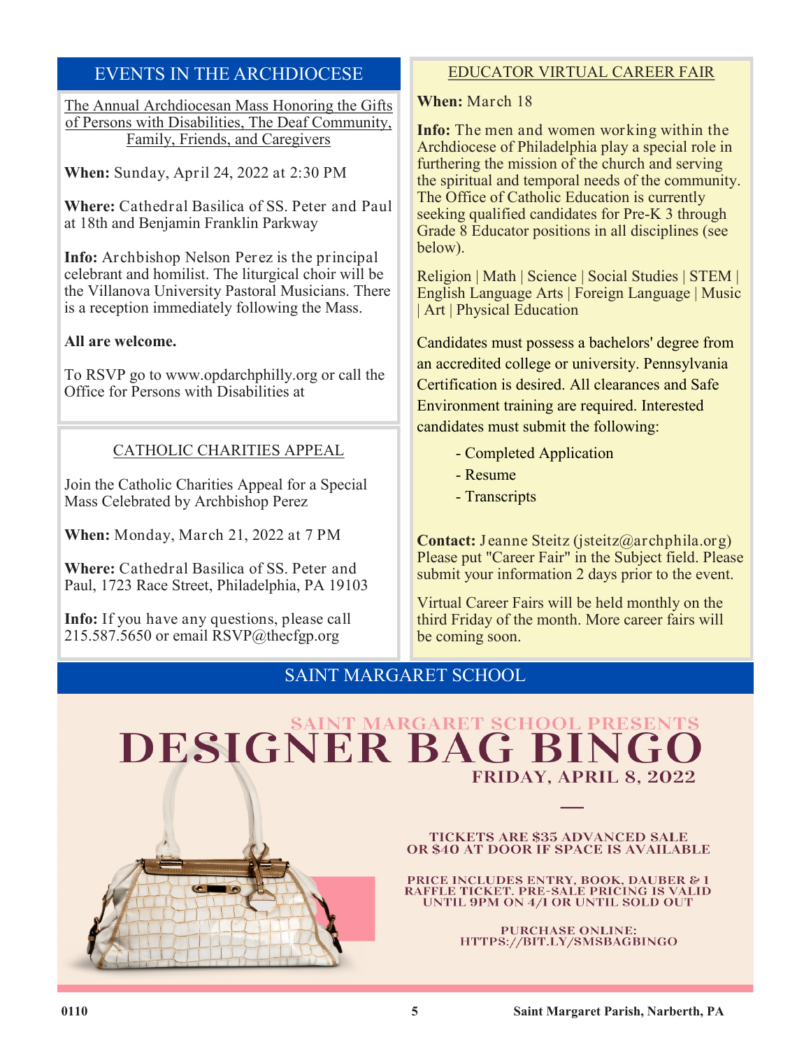## EVENTS IN THE ARCHDIOCESE

The Annual Archdiocesan Mass Honoring the Gifts of Persons with Disabilities, The Deaf Community, Family, Friends, and Caregivers

**When:** Sunday, April 24, 2022 at 2:30 PM

**Where:** Cathedral Basilica of SS. Peter and Paul at 18th and Benjamin Franklin Parkway

**Info:** Archbishop Nelson Perez is the principal celebrant and homilist. The liturgical choir will be the Villanova University Pastoral Musicians. There is a reception immediately following the Mass.

**All are welcome.**

To RSVP go to www.opdarchphilly.org or call the Office for Persons with Disabilities at

### CATHOLIC CHARITIES APPEAL

Join the Catholic Charities Appeal for a Special Mass Celebrated by Archbishop Perez

**When:** Monday, March 21, 2022 at 7 PM

**Where:** Cathedral Basilica of SS. Peter and Paul, 1723 Race Street, Philadelphia, PA 19103

**Info:** If you have any questions, please call 215.587.5650 or email RSVP@thecfgp.org

### EDUCATOR VIRTUAL CAREER FAIR

**When:** March 18

**Info:** The men and women working within the Archdiocese of Philadelphia play a special role in furthering the mission of the church and serving the spiritual and temporal needs of the community. The Office of Catholic Education is currently seeking qualified candidates for Pre-K 3 through Grade 8 Educator positions in all disciplines (see below).

Religion | Math | Science | Social Studies | STEM | English Language Arts | Foreign Language | Music | Art | Physical Education

Candidates must possess a bachelors' degree from an accredited college or university. Pennsylvania Certification is desired. All clearances and Safe Environment training are required. Interested candidates must submit the following:

- Completed Application
- Resume
- Transcripts

**Contact:** Jeanne Steitz (jsteitz@archphila.org) Please put "Career Fair" in the Subject field. Please submit your information 2 days prior to the event.

Virtual Career Fairs will be held monthly on the third Friday of the month. More career fairs will be coming soon.

## SAINT MARGARET SCHOOL

SAINT MARGARET SCHOOL PRESENTS

# DESIGNER BAG BINGO

FRIDAY, APRIL 8, 2022

TICKETS ARE $35 ADVANCED SALE OR $40 AT DOOR IF SPACE IS AVAILABLE

PRICE INCLUDES ENTRY, BOOK, DAUBER & 1 RAFFLE TICKET. PRE-SALE PRICING IS VALID UNTIL 9PM ON 4/1 OR UNTIL SOLD OUT

PURCHASE ONLINE: HTTPS://BIT.LY/SMSBAGBINGO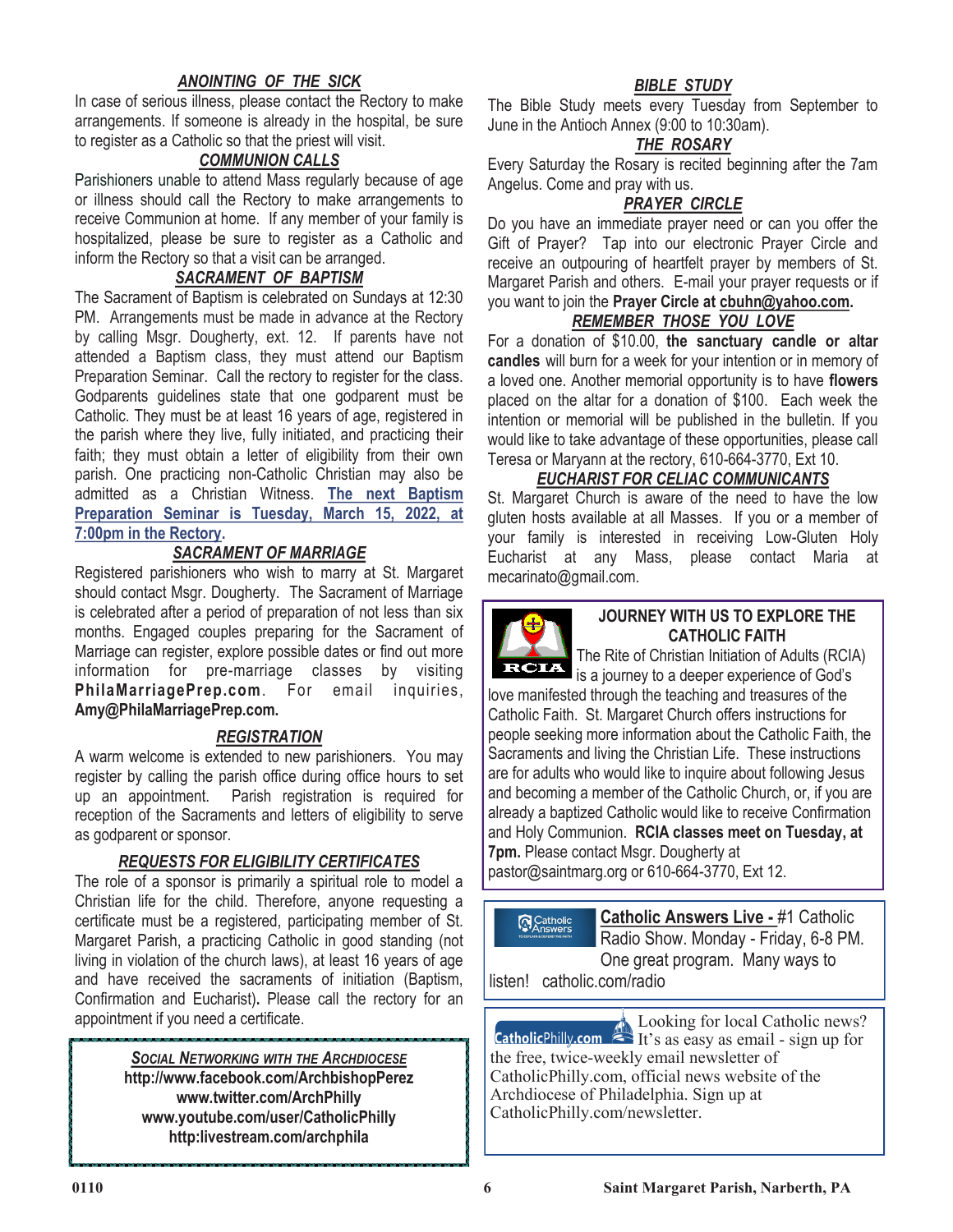## *ANOINTING OF THE SICK*

In case of serious illness, please contact the Rectory to make arrangements. If someone is already in the hospital, be sure to register as a Catholic so that the priest will visit.

## *COMMUNION CALLS*

Parishioners unable to attend Mass regularly because of age or illness should call the Rectory to make arrangements to receive Communion at home. If any member of your family is hospitalized, please be sure to register as a Catholic and inform the Rectory so that a visit can be arranged.

## *SACRAMENT OF BAPTISM*

The Sacrament of Baptism is celebrated on Sundays at 12:30 PM. Arrangements must be made in advance at the Rectory by calling Msgr. Dougherty, ext. 12. If parents have not attended a Baptism class, they must attend our Baptism Preparation Seminar. Call the rectory to register for the class. Godparents guidelines state that one godparent must be Catholic. They must be at least 16 years of age, registered in the parish where they live, fully initiated, and practicing their faith; they must obtain a letter of eligibility from their own parish. One practicing non-Catholic Christian may also be admitted as a Christian Witness. **The next Baptism Preparation Seminar is Tuesday, March 15, 2022, at 7:00pm in the Rectory.**

## *SACRAMENT OF MARRIAGE*

Registered parishioners who wish to marry at St. Margaret should contact Msgr. Dougherty. The Sacrament of Marriage is celebrated after a period of preparation of not less than six months. Engaged couples preparing for the Sacrament of Marriage can register, explore possible dates or find out more information for pre-marriage classes by visiting **PhilaMarriagePrep.com**. For email inquiries, **Amy@PhilaMarriagePrep.com.**

## *REGISTRATION*

A warm welcome is extended to new parishioners. You may register by calling the parish office during office hours to set up an appointment. Parish registration is required for reception of the Sacraments and letters of eligibility to serve as godparent or sponsor.

## *REQUESTS FOR ELIGIBILITY CERTIFICATES*

The role of a sponsor is primarily a spiritual role to model a Christian life for the child. Therefore, anyone requesting a certificate must be a registered, participating member of St. Margaret Parish, a practicing Catholic in good standing (not living in violation of the church laws), at least 16 years of age and have received the sacraments of initiation (Baptism, Confirmation and Eucharist). Please call the rectory for an appointment if you need a certificate.

### *SOCIAL NETWORKING WITH THE ARCHDIOCESE*

**http://www.facebook.com/ArchbishopPerez**
**www.twitter.com/ArchPhilly**
**www.youtube.com/user/CatholicPhilly**
**http:livestream.com/archphila**

## *BIBLE STUDY*

The Bible Study meets every Tuesday from September to June in the Antioch Annex (9:00 to 10:30am).

## *THE ROSARY*

Every Saturday the Rosary is recited beginning after the 7am Angelus. Come and pray with us.

## *PRAYER CIRCLE*

Do you have an immediate prayer need or can you offer the Gift of Prayer? Tap into our electronic Prayer Circle and receive an outpouring of heartfelt prayer by members of St. Margaret Parish and others. E-mail your prayer requests or if you want to join the **Prayer Circle at cbuhn@yahoo.com.**

## *REMEMBER THOSE YOU LOVE*

For a donation of $10.00, **the sanctuary candle or altar candles** will burn for a week for your intention or in memory of a loved one. Another memorial opportunity is to have **flowers** placed on the altar for a donation of $100. Each week the intention or memorial will be published in the bulletin. If you would like to take advantage of these opportunities, please call Teresa or Maryann at the rectory, 610-664-3770, Ext 10.

## *EUCHARIST FOR CELIAC COMMUNICANTS*

St. Margaret Church is aware of the need to have the low gluten hosts available at all Masses. If you or a member of your family is interested in receiving Low-Gluten Holy Eucharist at any Mass, please contact Maria at mecarinato@gmail.com.

### JOURNEY WITH US TO EXPLORE THE CATHOLIC FAITH

RCIA

The Rite of Christian Initiation of Adults (RCIA) is a journey to a deeper experience of God's love manifested through the teaching and treasures of the Catholic Faith. St. Margaret Church offers instructions for people seeking more information about the Catholic Faith, the Sacraments and living the Christian Life. These instructions are for adults who would like to inquire about following Jesus and becoming a member of the Catholic Church, or, if you are already a baptized Catholic would like to receive Confirmation and Holy Communion. **RCIA classes meet on Tuesday, at 7pm.** Please contact Msgr. Dougherty at pastor@saintmarg.org or 610-664-3770, Ext 12.

**Catholic Answers Live -** #1 Catholic Radio Show. Monday - Friday, 6-8 PM. One great program. Many ways to listen! catholic.com/radio

Looking for local Catholic news? It's as easy as email - sign up for the free, twice-weekly email newsletter of CatholicPhilly.com, official news website of the Archdiocese of Philadelphia. Sign up at CatholicPhilly.com/newsletter.